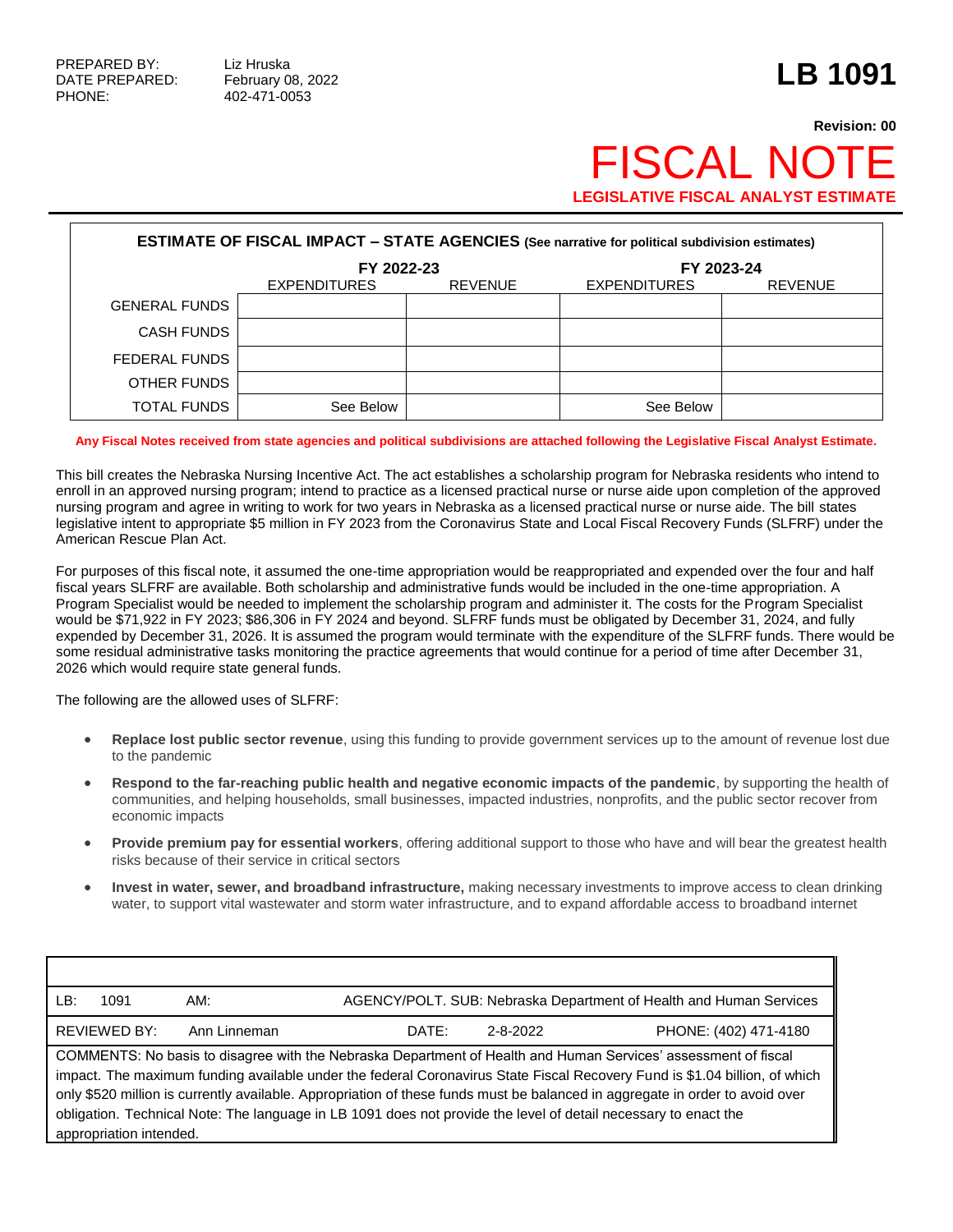PREPARED BY: Liz Hruska
DATE PREPARED: February 08, 2022
PHONE: 402-471-0053

# LB 1091

**Revision: 00**

# FISCAL NOTE

**LEGISLATIVE FISCAL ANALYST ESTIMATE**

| **ESTIMATE OF FISCAL IMPACT – STATE AGENCIES** (See narrative for political subdivision estimates) | | | | |
|---|---|---|---|---|
| | FY 2022-23 | | FY 2023-24 | |
| | EXPENDITURES | REVENUE | EXPENDITURES | REVENUE |
| GENERAL FUNDS | | | | |
| CASH FUNDS | | | | |
| FEDERAL FUNDS | | | | |
| OTHER FUNDS | | | | |
| TOTAL FUNDS | See Below | | See Below | |

**Any Fiscal Notes received from state agencies and political subdivisions are attached following the Legislative Fiscal Analyst Estimate.**

This bill creates the Nebraska Nursing Incentive Act. The act establishes a scholarship program for Nebraska residents who intend to enroll in an approved nursing program; intend to practice as a licensed practical nurse or nurse aide upon completion of the approved nursing program and agree in writing to work for two years in Nebraska as a licensed practical nurse or nurse aide. The bill states legislative intent to appropriate $5 million in FY 2023 from the Coronavirus State and Local Fiscal Recovery Funds (SLFRF) under the American Rescue Plan Act.

For purposes of this fiscal note, it assumed the one-time appropriation would be reappropriated and expended over the four and half fiscal years SLFRF are available. Both scholarship and administrative funds would be included in the one-time appropriation. A Program Specialist would be needed to implement the scholarship program and administer it. The costs for the Program Specialist would be $71,922 in FY 2023; $86,306 in FY 2024 and beyond. SLFRF funds must be obligated by December 31, 2024, and fully expended by December 31, 2026. It is assumed the program would terminate with the expenditure of the SLFRF funds. There would be some residual administrative tasks monitoring the practice agreements that would continue for a period of time after December 31, 2026 which would require state general funds.

The following are the allowed uses of SLFRF:

- **Replace lost public sector revenue**, using this funding to provide government services up to the amount of revenue lost due to the pandemic
- **Respond to the far-reaching public health and negative economic impacts of the pandemic**, by supporting the health of communities, and helping households, small businesses, impacted industries, nonprofits, and the public sector recover from economic impacts
- **Provide premium pay for essential workers**, offering additional support to those who have and will bear the greatest health risks because of their service in critical sectors
- **Invest in water, sewer, and broadband infrastructure,** making necessary investments to improve access to clean drinking water, to support vital wastewater and storm water infrastructure, and to expand affordable access to broadband internet

| | | | |
|---|---|---|---|
| LB: 1091 | AM: | AGENCY/POLT. SUB: Nebraska Department of Health and Human Services | |
| REVIEWED BY: Ann Linneman | | DATE: 2-8-2022 | PHONE: (402) 471-4180 |

COMMENTS: No basis to disagree with the Nebraska Department of Health and Human Services' assessment of fiscal impact. The maximum funding available under the federal Coronavirus State Fiscal Recovery Fund is $1.04 billion, of which only $520 million is currently available. Appropriation of these funds must be balanced in aggregate in order to avoid over obligation. Technical Note: The language in LB 1091 does not provide the level of detail necessary to enact the appropriation intended.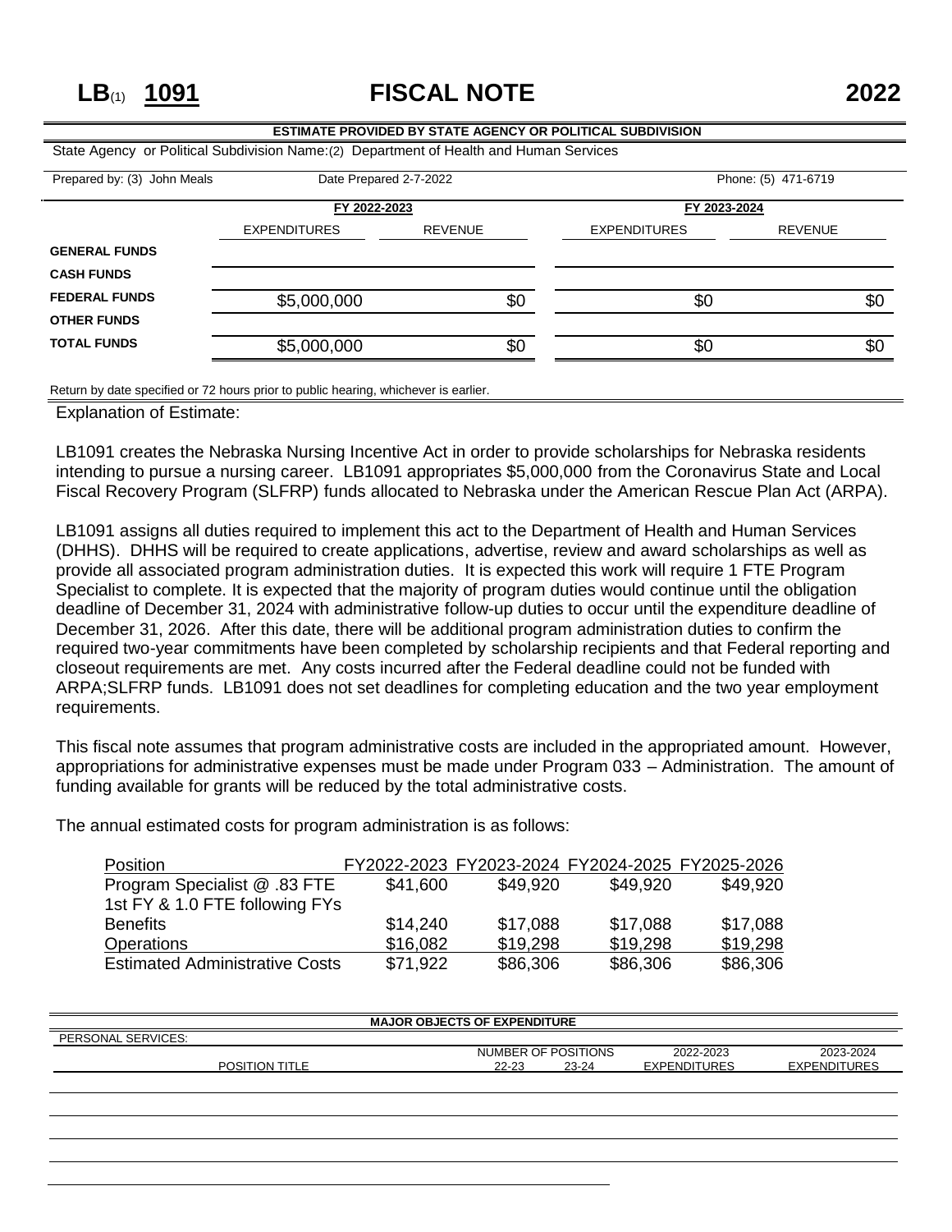# LB(1) 1091 FISCAL NOTE 2022

**ESTIMATE PROVIDED BY STATE AGENCY OR POLITICAL SUBDIVISION**

State Agency or Political Subdivision Name:(2) Department of Health and Human Services

Prepared by: (3) John Meals | Date Prepared 2-7-2022 | Phone: (5) 471-6719

| | FY 2022-2023 | | FY 2023-2024 | |
|---|---|---|---|---|
| | EXPENDITURES | REVENUE | EXPENDITURES | REVENUE |
| **GENERAL FUNDS** | | | | |
| **CASH FUNDS** | | | | |
| **FEDERAL FUNDS** | $5,000,000 | $0 | $0 | $0 |
| **OTHER FUNDS** | | | | |
| **TOTAL FUNDS** | $5,000,000 | $0 | $0 | $0 |

Return by date specified or 72 hours prior to public hearing, whichever is earlier.

Explanation of Estimate:

LB1091 creates the Nebraska Nursing Incentive Act in order to provide scholarships for Nebraska residents intending to pursue a nursing career. LB1091 appropriates $5,000,000 from the Coronavirus State and Local Fiscal Recovery Program (SLFRP) funds allocated to Nebraska under the American Rescue Plan Act (ARPA).

LB1091 assigns all duties required to implement this act to the Department of Health and Human Services (DHHS). DHHS will be required to create applications, advertise, review and award scholarships as well as provide all associated program administration duties. It is expected this work will require 1 FTE Program Specialist to complete. It is expected that the majority of program duties would continue until the obligation deadline of December 31, 2024 with administrative follow-up duties to occur until the expenditure deadline of December 31, 2026. After this date, there will be additional program administration duties to confirm the required two-year commitments have been completed by scholarship recipients and that Federal reporting and closeout requirements are met. Any costs incurred after the Federal deadline could not be funded with ARPA;SLFRP funds. LB1091 does not set deadlines for completing education and the two year employment requirements.

This fiscal note assumes that program administrative costs are included in the appropriated amount. However, appropriations for administrative expenses must be made under Program 033 – Administration. The amount of funding available for grants will be reduced by the total administrative costs.

The annual estimated costs for program administration is as follows:

| Position | FY2022-2023 | FY2023-2024 | FY2024-2025 | FY2025-2026 |
|---|---|---|---|---|
| Program Specialist @ .83 FTE 1st FY & 1.0 FTE following FYs | $41,600 | $49,920 | $49,920 | $49,920 |
| Benefits | $14,240 | $17,088 | $17,088 | $17,088 |
| Operations | $16,082 | $19,298 | $19,298 | $19,298 |
| Estimated Administrative Costs | $71,922 | $86,306 | $86,306 | $86,306 |

**MAJOR OBJECTS OF EXPENDITURE**

PERSONAL SERVICES:

| POSITION TITLE | NUMBER OF POSITIONS 22-23 | NUMBER OF POSITIONS 23-24 | 2022-2023 EXPENDITURES | 2023-2024 EXPENDITURES |
|---|---|---|---|---|
| | | | | |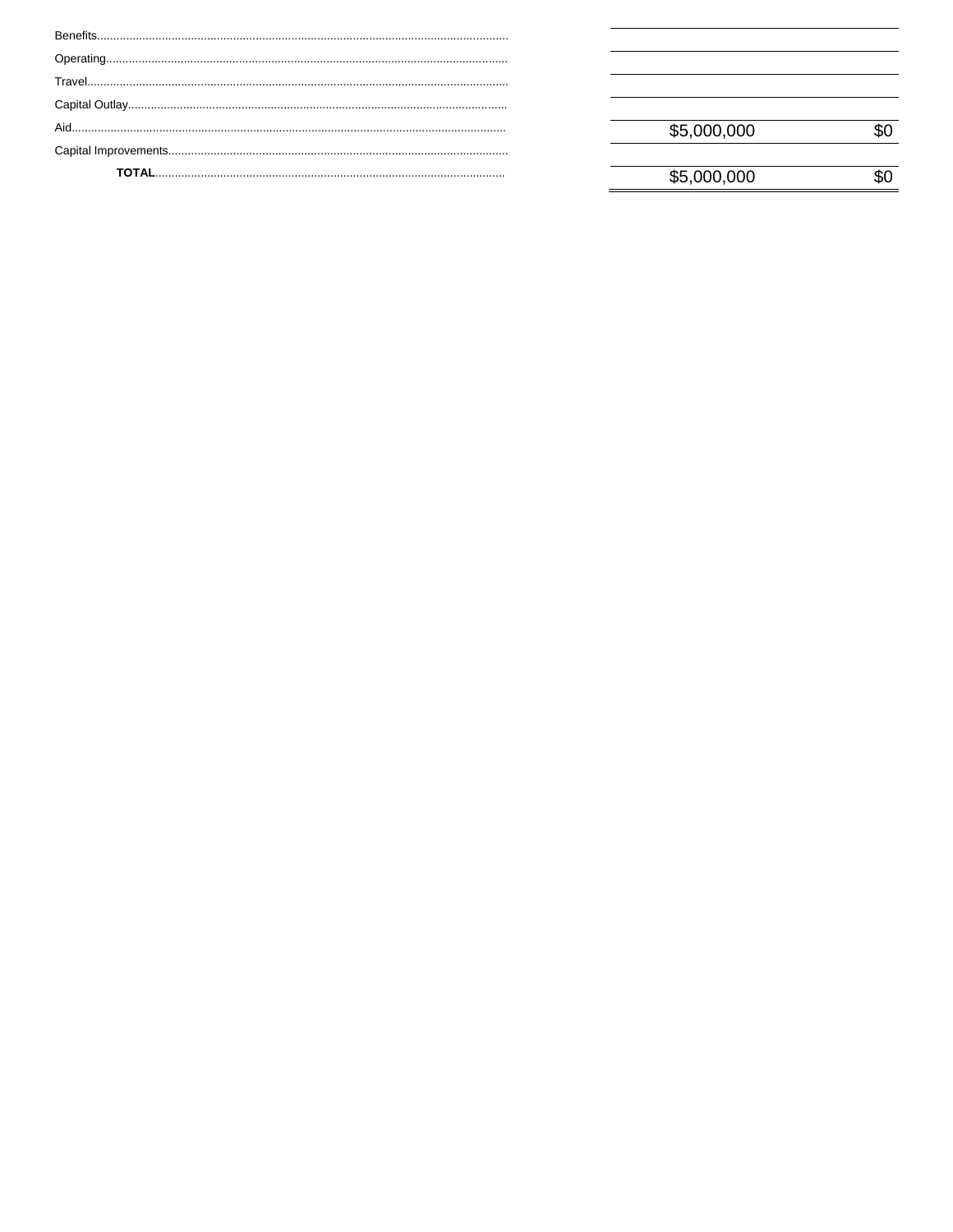| | | |
|---|---|---|
| Benefits | | |
| Operating | | |
| Travel | | |
| Capital Outlay | | |
| Aid | $5,000,000 | $0 |
| Capital Improvements | | |
| **TOTAL** | $5,000,000 | $0 |